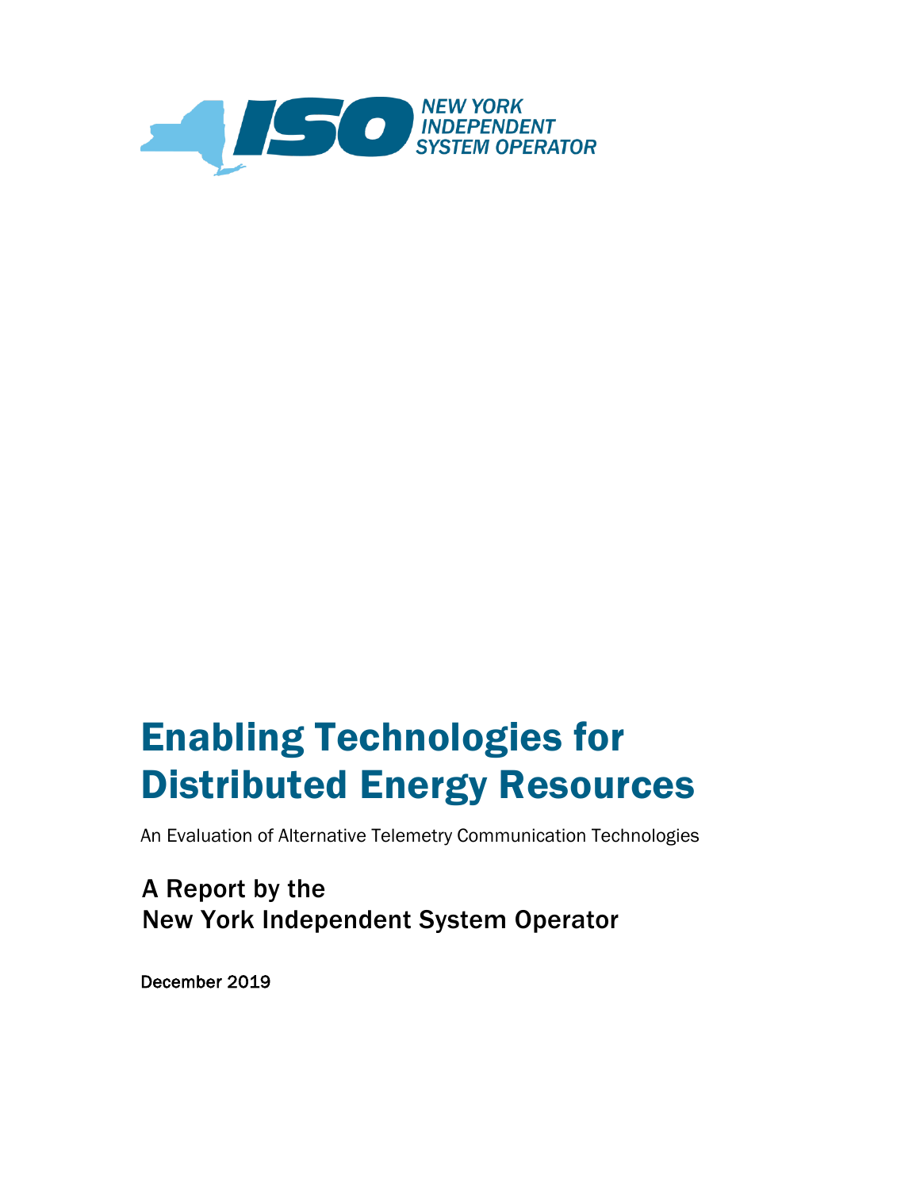NEW YORK
INDEPENDENT
SYSTEM OPERATOR

# Enabling Technologies for Distributed Energy Resources

An Evaluation of Alternative Telemetry Communication Technologies

## A Report by the New York Independent System Operator

December 2019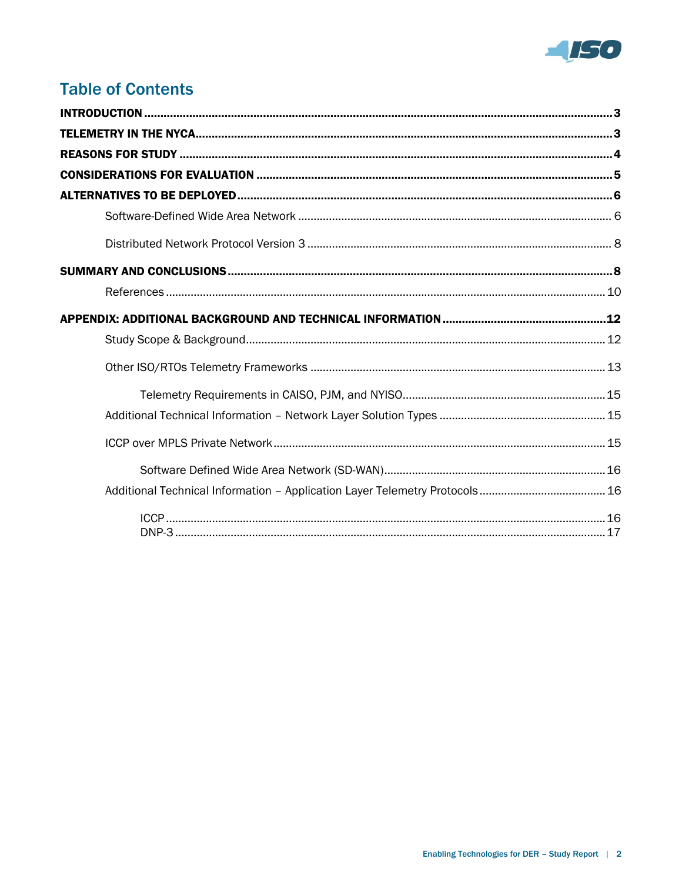# Table of Contents

**INTRODUCTION** .......... **3**

**TELEMETRY IN THE NYCA** .......... **3**

**REASONS FOR STUDY** .......... **4**

**CONSIDERATIONS FOR EVALUATION** .......... **5**

**ALTERNATIVES TO BE DEPLOYED** .......... **6**

- Software-Defined Wide Area Network .......... 6
- Distributed Network Protocol Version 3 .......... 8

**SUMMARY AND CONCLUSIONS** .......... **8**

- References .......... 10

**APPENDIX: ADDITIONAL BACKGROUND AND TECHNICAL INFORMATION** .......... **12**

- Study Scope & Background .......... 12
- Other ISO/RTOs Telemetry Frameworks .......... 13
  - Telemetry Requirements in CAISO, PJM, and NYISO .......... 15
- Additional Technical Information – Network Layer Solution Types .......... 15
- ICCP over MPLS Private Network .......... 15
  - Software Defined Wide Area Network (SD-WAN) .......... 16
- Additional Technical Information – Application Layer Telemetry Protocols .......... 16
  - ICCP .......... 16
  - DNP-3 .......... 17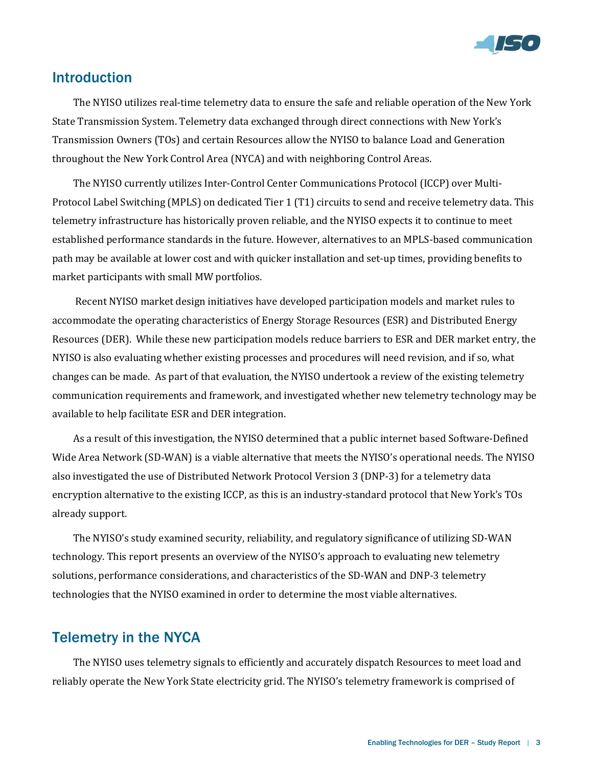## Introduction

The NYISO utilizes real-time telemetry data to ensure the safe and reliable operation of the New York State Transmission System. Telemetry data exchanged through direct connections with New York's Transmission Owners (TOs) and certain Resources allow the NYISO to balance Load and Generation throughout the New York Control Area (NYCA) and with neighboring Control Areas.

The NYISO currently utilizes Inter-Control Center Communications Protocol (ICCP) over Multi-Protocol Label Switching (MPLS) on dedicated Tier 1 (T1) circuits to send and receive telemetry data. This telemetry infrastructure has historically proven reliable, and the NYISO expects it to continue to meet established performance standards in the future. However, alternatives to an MPLS-based communication path may be available at lower cost and with quicker installation and set-up times, providing benefits to market participants with small MW portfolios.

Recent NYISO market design initiatives have developed participation models and market rules to accommodate the operating characteristics of Energy Storage Resources (ESR) and Distributed Energy Resources (DER). While these new participation models reduce barriers to ESR and DER market entry, the NYISO is also evaluating whether existing processes and procedures will need revision, and if so, what changes can be made. As part of that evaluation, the NYISO undertook a review of the existing telemetry communication requirements and framework, and investigated whether new telemetry technology may be available to help facilitate ESR and DER integration.

As a result of this investigation, the NYISO determined that a public internet based Software-Defined Wide Area Network (SD-WAN) is a viable alternative that meets the NYISO's operational needs. The NYISO also investigated the use of Distributed Network Protocol Version 3 (DNP-3) for a telemetry data encryption alternative to the existing ICCP, as this is an industry-standard protocol that New York's TOs already support.

The NYISO's study examined security, reliability, and regulatory significance of utilizing SD-WAN technology. This report presents an overview of the NYISO's approach to evaluating new telemetry solutions, performance considerations, and characteristics of the SD-WAN and DNP-3 telemetry technologies that the NYISO examined in order to determine the most viable alternatives.

## Telemetry in the NYCA

The NYISO uses telemetry signals to efficiently and accurately dispatch Resources to meet load and reliably operate the New York State electricity grid. The NYISO's telemetry framework is comprised of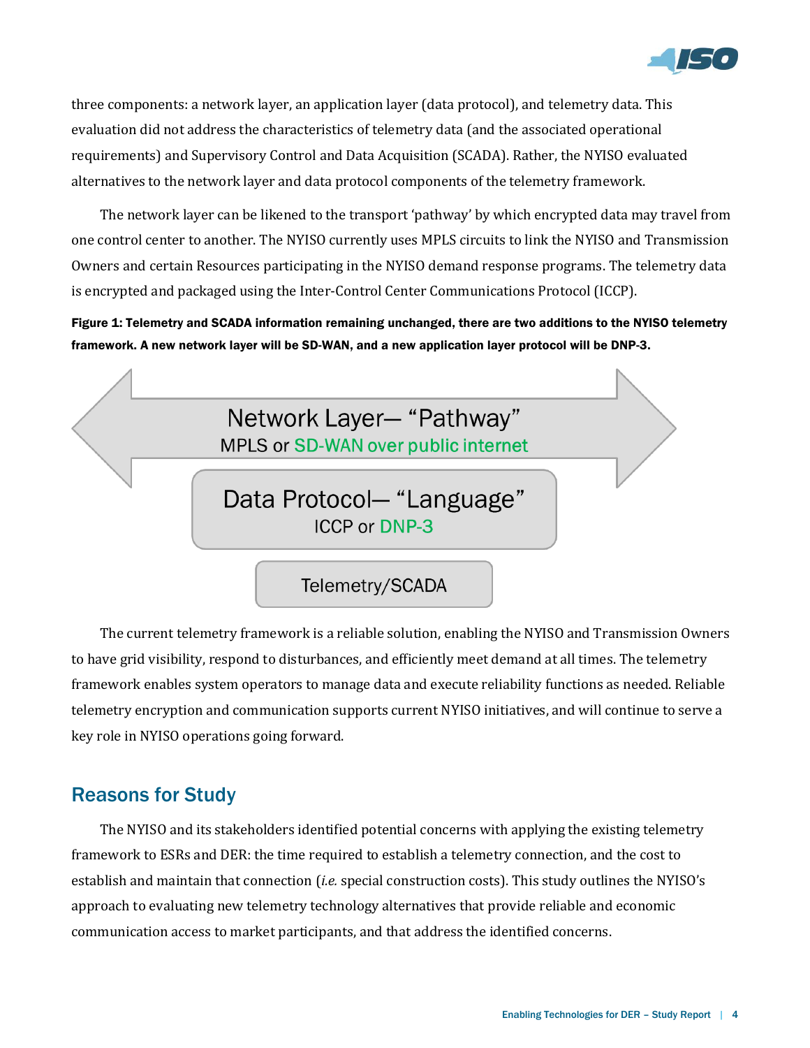three components: a network layer, an application layer (data protocol), and telemetry data. This evaluation did not address the characteristics of telemetry data (and the associated operational requirements) and Supervisory Control and Data Acquisition (SCADA). Rather, the NYISO evaluated alternatives to the network layer and data protocol components of the telemetry framework.

The network layer can be likened to the transport 'pathway' by which encrypted data may travel from one control center to another. The NYISO currently uses MPLS circuits to link the NYISO and Transmission Owners and certain Resources participating in the NYISO demand response programs. The telemetry data is encrypted and packaged using the Inter-Control Center Communications Protocol (ICCP).

**Figure 1: Telemetry and SCADA information remaining unchanged, there are two additions to the NYISO telemetry framework. A new network layer will be SD-WAN, and a new application layer protocol will be DNP-3.**

Network Layer— "Pathway"
MPLS or SD-WAN over public internet

Data Protocol— "Language"
ICCP or DNP-3

Telemetry/SCADA

The current telemetry framework is a reliable solution, enabling the NYISO and Transmission Owners to have grid visibility, respond to disturbances, and efficiently meet demand at all times. The telemetry framework enables system operators to manage data and execute reliability functions as needed. Reliable telemetry encryption and communication supports current NYISO initiatives, and will continue to serve a key role in NYISO operations going forward.

## Reasons for Study

The NYISO and its stakeholders identified potential concerns with applying the existing telemetry framework to ESRs and DER: the time required to establish a telemetry connection, and the cost to establish and maintain that connection (*i.e.* special construction costs). This study outlines the NYISO's approach to evaluating new telemetry technology alternatives that provide reliable and economic communication access to market participants, and that address the identified concerns.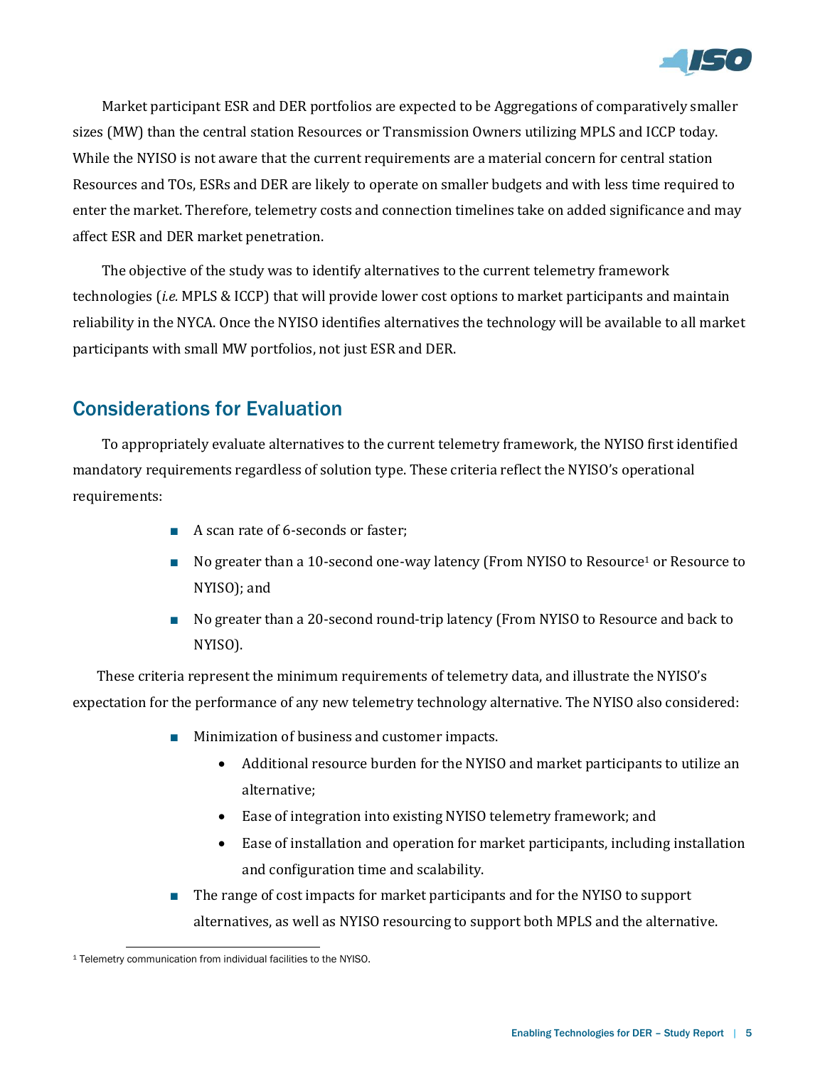Market participant ESR and DER portfolios are expected to be Aggregations of comparatively smaller sizes (MW) than the central station Resources or Transmission Owners utilizing MPLS and ICCP today. While the NYISO is not aware that the current requirements are a material concern for central station Resources and TOs, ESRs and DER are likely to operate on smaller budgets and with less time required to enter the market. Therefore, telemetry costs and connection timelines take on added significance and may affect ESR and DER market penetration.

The objective of the study was to identify alternatives to the current telemetry framework technologies (*i.e.* MPLS & ICCP) that will provide lower cost options to market participants and maintain reliability in the NYCA. Once the NYISO identifies alternatives the technology will be available to all market participants with small MW portfolios, not just ESR and DER.

## Considerations for Evaluation

To appropriately evaluate alternatives to the current telemetry framework, the NYISO first identified mandatory requirements regardless of solution type. These criteria reflect the NYISO's operational requirements:

- A scan rate of 6-seconds or faster;
- No greater than a 10-second one-way latency (From NYISO to Resource[1] or Resource to NYISO); and
- No greater than a 20-second round-trip latency (From NYISO to Resource and back to NYISO).

These criteria represent the minimum requirements of telemetry data, and illustrate the NYISO's expectation for the performance of any new telemetry technology alternative. The NYISO also considered:

- Minimization of business and customer impacts.
  - Additional resource burden for the NYISO and market participants to utilize an alternative;
  - Ease of integration into existing NYISO telemetry framework; and
  - Ease of installation and operation for market participants, including installation and configuration time and scalability.
- The range of cost impacts for market participants and for the NYISO to support alternatives, as well as NYISO resourcing to support both MPLS and the alternative.

[1] Telemetry communication from individual facilities to the NYISO.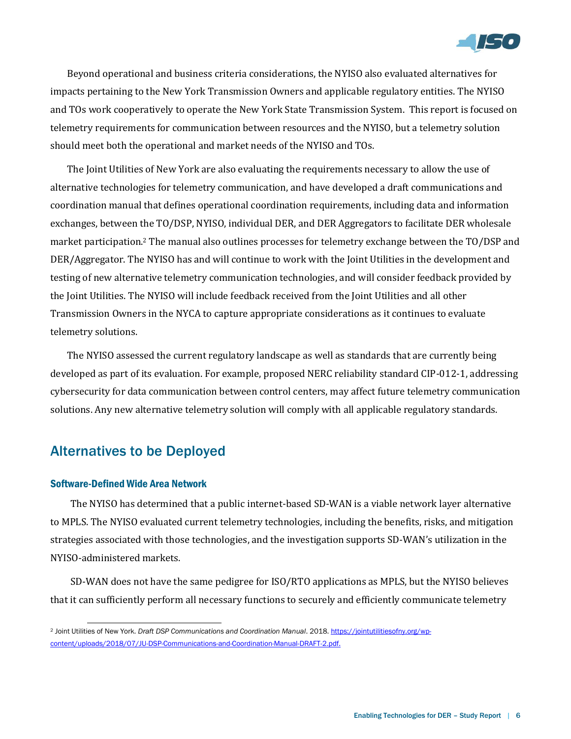Beyond operational and business criteria considerations, the NYISO also evaluated alternatives for impacts pertaining to the New York Transmission Owners and applicable regulatory entities. The NYISO and TOs work cooperatively to operate the New York State Transmission System. This report is focused on telemetry requirements for communication between resources and the NYISO, but a telemetry solution should meet both the operational and market needs of the NYISO and TOs.

The Joint Utilities of New York are also evaluating the requirements necessary to allow the use of alternative technologies for telemetry communication, and have developed a draft communications and coordination manual that defines operational coordination requirements, including data and information exchanges, between the TO/DSP, NYISO, individual DER, and DER Aggregators to facilitate DER wholesale market participation.[2] The manual also outlines processes for telemetry exchange between the TO/DSP and DER/Aggregator. The NYISO has and will continue to work with the Joint Utilities in the development and testing of new alternative telemetry communication technologies, and will consider feedback provided by the Joint Utilities. The NYISO will include feedback received from the Joint Utilities and all other Transmission Owners in the NYCA to capture appropriate considerations as it continues to evaluate telemetry solutions.

The NYISO assessed the current regulatory landscape as well as standards that are currently being developed as part of its evaluation. For example, proposed NERC reliability standard CIP-012-1, addressing cybersecurity for data communication between control centers, may affect future telemetry communication solutions. Any new alternative telemetry solution will comply with all applicable regulatory standards.

## Alternatives to be Deployed

### Software-Defined Wide Area Network

The NYISO has determined that a public internet-based SD-WAN is a viable network layer alternative to MPLS. The NYISO evaluated current telemetry technologies, including the benefits, risks, and mitigation strategies associated with those technologies, and the investigation supports SD-WAN's utilization in the NYISO-administered markets.

SD-WAN does not have the same pedigree for ISO/RTO applications as MPLS, but the NYISO believes that it can sufficiently perform all necessary functions to securely and efficiently communicate telemetry

---

[2] Joint Utilities of New York. *Draft DSP Communications and Coordination Manual*. 2018. https://jointutilitiesofny.org/wp-content/uploads/2018/07/JU-DSP-Communications-and-Coordination-Manual-DRAFT-2.pdf.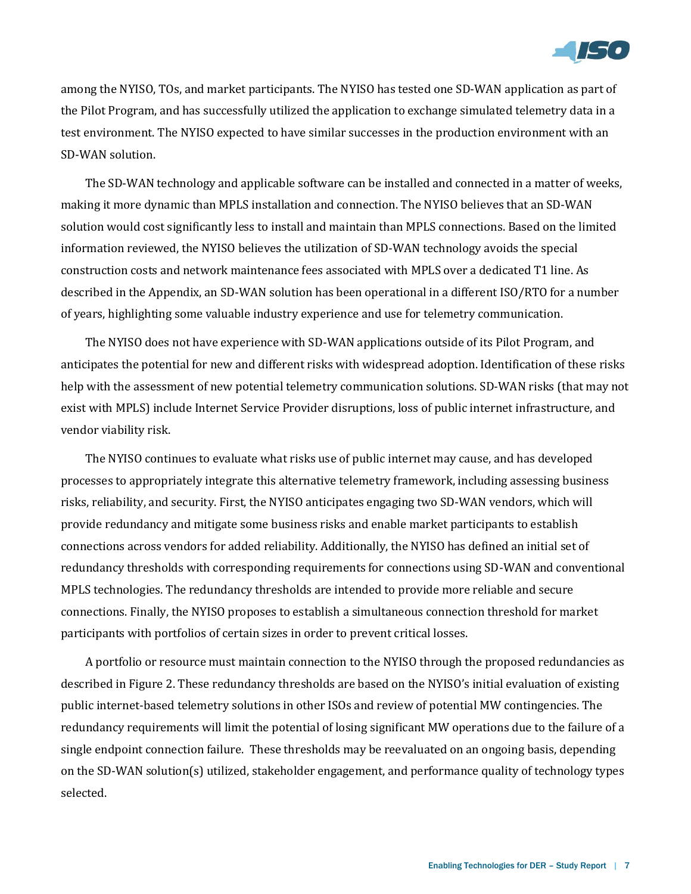among the NYISO, TOs, and market participants. The NYISO has tested one SD-WAN application as part of the Pilot Program, and has successfully utilized the application to exchange simulated telemetry data in a test environment. The NYISO expected to have similar successes in the production environment with an SD-WAN solution.

The SD-WAN technology and applicable software can be installed and connected in a matter of weeks, making it more dynamic than MPLS installation and connection. The NYISO believes that an SD-WAN solution would cost significantly less to install and maintain than MPLS connections. Based on the limited information reviewed, the NYISO believes the utilization of SD-WAN technology avoids the special construction costs and network maintenance fees associated with MPLS over a dedicated T1 line. As described in the Appendix, an SD-WAN solution has been operational in a different ISO/RTO for a number of years, highlighting some valuable industry experience and use for telemetry communication.

The NYISO does not have experience with SD-WAN applications outside of its Pilot Program, and anticipates the potential for new and different risks with widespread adoption. Identification of these risks help with the assessment of new potential telemetry communication solutions. SD-WAN risks (that may not exist with MPLS) include Internet Service Provider disruptions, loss of public internet infrastructure, and vendor viability risk.

The NYISO continues to evaluate what risks use of public internet may cause, and has developed processes to appropriately integrate this alternative telemetry framework, including assessing business risks, reliability, and security. First, the NYISO anticipates engaging two SD-WAN vendors, which will provide redundancy and mitigate some business risks and enable market participants to establish connections across vendors for added reliability. Additionally, the NYISO has defined an initial set of redundancy thresholds with corresponding requirements for connections using SD-WAN and conventional MPLS technologies. The redundancy thresholds are intended to provide more reliable and secure connections. Finally, the NYISO proposes to establish a simultaneous connection threshold for market participants with portfolios of certain sizes in order to prevent critical losses.

A portfolio or resource must maintain connection to the NYISO through the proposed redundancies as described in Figure 2. These redundancy thresholds are based on the NYISO's initial evaluation of existing public internet-based telemetry solutions in other ISOs and review of potential MW contingencies. The redundancy requirements will limit the potential of losing significant MW operations due to the failure of a single endpoint connection failure. These thresholds may be reevaluated on an ongoing basis, depending on the SD-WAN solution(s) utilized, stakeholder engagement, and performance quality of technology types selected.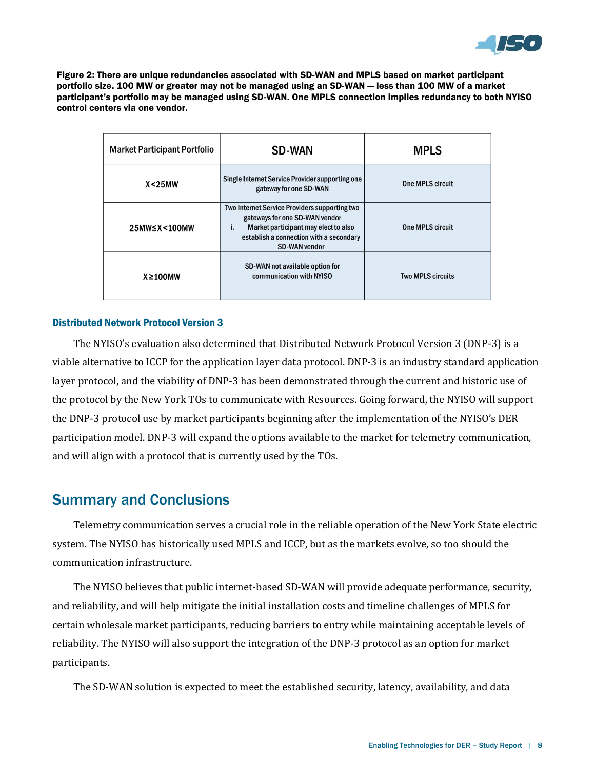**Figure 2: There are unique redundancies associated with SD-WAN and MPLS based on market participant portfolio size. 100 MW or greater may not be managed using an SD-WAN — less than 100 MW of a market participant's portfolio may be managed using SD-WAN. One MPLS connection implies redundancy to both NYISO control centers via one vendor.**

| Market Participant Portfolio | SD-WAN | MPLS |
|---|---|---|
| X<25MW | Single Internet Service Provider supporting one gateway for one SD-WAN | One MPLS circuit |
| 25MW≤X<100MW | Two Internet Service Providers supporting two gateways for one SD-WAN vendor<br>i. Market participant may elect to also establish a connection with a secondary SD-WAN vendor | One MPLS circuit |
| X≥100MW | SD-WAN not available option for communication with NYISO | Two MPLS circuits |

### Distributed Network Protocol Version 3

The NYISO's evaluation also determined that Distributed Network Protocol Version 3 (DNP-3) is a viable alternative to ICCP for the application layer data protocol. DNP-3 is an industry standard application layer protocol, and the viability of DNP-3 has been demonstrated through the current and historic use of the protocol by the New York TOs to communicate with Resources. Going forward, the NYISO will support the DNP-3 protocol use by market participants beginning after the implementation of the NYISO's DER participation model. DNP-3 will expand the options available to the market for telemetry communication, and will align with a protocol that is currently used by the TOs.

## Summary and Conclusions

Telemetry communication serves a crucial role in the reliable operation of the New York State electric system. The NYISO has historically used MPLS and ICCP, but as the markets evolve, so too should the communication infrastructure.

The NYISO believes that public internet-based SD-WAN will provide adequate performance, security, and reliability, and will help mitigate the initial installation costs and timeline challenges of MPLS for certain wholesale market participants, reducing barriers to entry while maintaining acceptable levels of reliability. The NYISO will also support the integration of the DNP-3 protocol as an option for market participants.

The SD-WAN solution is expected to meet the established security, latency, availability, and data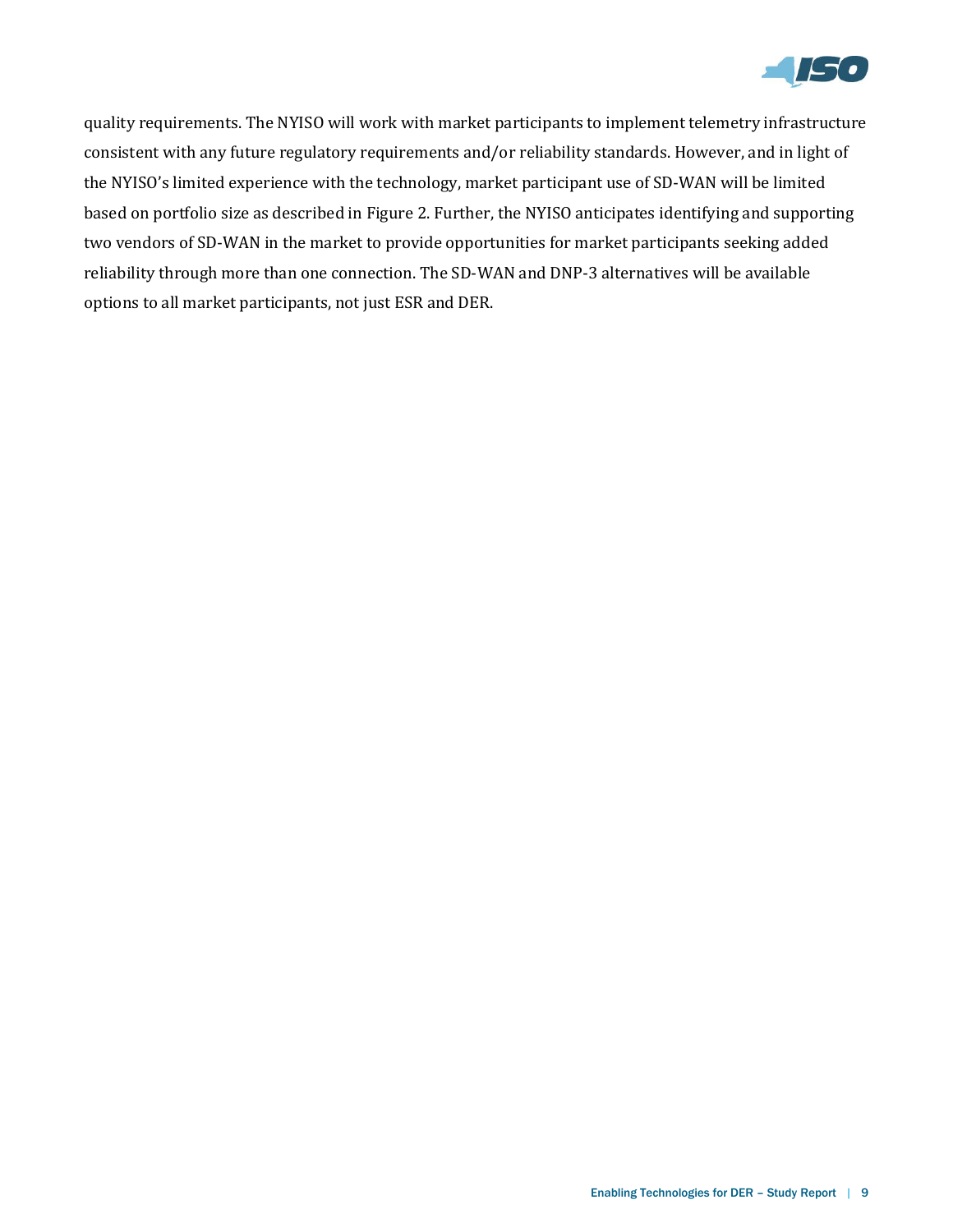quality requirements. The NYISO will work with market participants to implement telemetry infrastructure consistent with any future regulatory requirements and/or reliability standards. However, and in light of the NYISO's limited experience with the technology, market participant use of SD-WAN will be limited based on portfolio size as described in Figure 2. Further, the NYISO anticipates identifying and supporting two vendors of SD-WAN in the market to provide opportunities for market participants seeking added reliability through more than one connection. The SD-WAN and DNP-3 alternatives will be available options to all market participants, not just ESR and DER.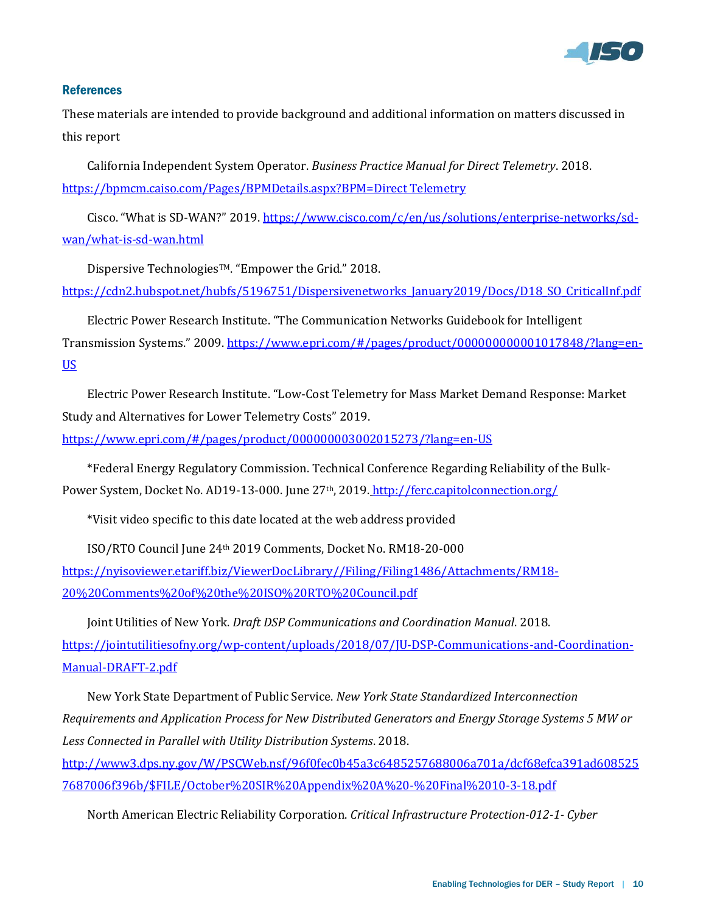## References

These materials are intended to provide background and additional information on matters discussed in this report

California Independent System Operator. *Business Practice Manual for Direct Telemetry*. 2018. https://bpmcm.caiso.com/Pages/BPMDetails.aspx?BPM=Direct Telemetry

Cisco. "What is SD-WAN?" 2019. https://www.cisco.com/c/en/us/solutions/enterprise-networks/sd-wan/what-is-sd-wan.html

Dispersive Technologies™. "Empower the Grid." 2018. https://cdn2.hubspot.net/hubfs/5196751/Dispersivenetworks_January2019/Docs/D18_SO_CriticalInf.pdf

Electric Power Research Institute. "The Communication Networks Guidebook for Intelligent Transmission Systems." 2009. https://www.epri.com/#/pages/product/000000000001017848/?lang=en-US

Electric Power Research Institute. "Low-Cost Telemetry for Mass Market Demand Response: Market Study and Alternatives for Lower Telemetry Costs" 2019. https://www.epri.com/#/pages/product/000000003002015273/?lang=en-US

*Federal Energy Regulatory Commission. Technical Conference Regarding Reliability of the Bulk-Power System, Docket No. AD19-13-000. June 27th, 2019. http://ferc.capitolconnection.org/

*Visit video specific to this date located at the web address provided

ISO/RTO Council June 24th 2019 Comments, Docket No. RM18-20-000 https://nyisoviewer.etariff.biz/ViewerDocLibrary//Filing/Filing1486/Attachments/RM18-20%20Comments%20of%20the%20ISO%20RTO%20Council.pdf

Joint Utilities of New York. *Draft DSP Communications and Coordination Manual*. 2018. https://jointutilitiesofny.org/wp-content/uploads/2018/07/JU-DSP-Communications-and-Coordination-Manual-DRAFT-2.pdf

New York State Department of Public Service. *New York State Standardized Interconnection Requirements and Application Process for New Distributed Generators and Energy Storage Systems 5 MW or Less Connected in Parallel with Utility Distribution Systems*. 2018. http://www3.dps.ny.gov/W/PSCWeb.nsf/96f0fec0b45a3c6485257688006a701a/dcf68efca391ad6085257687006f396b/$FILE/October%20SIR%20Appendix%20A%20-%20Final%2010-3-18.pdf

North American Electric Reliability Corporation. *Critical Infrastructure Protection-012-1- Cyber*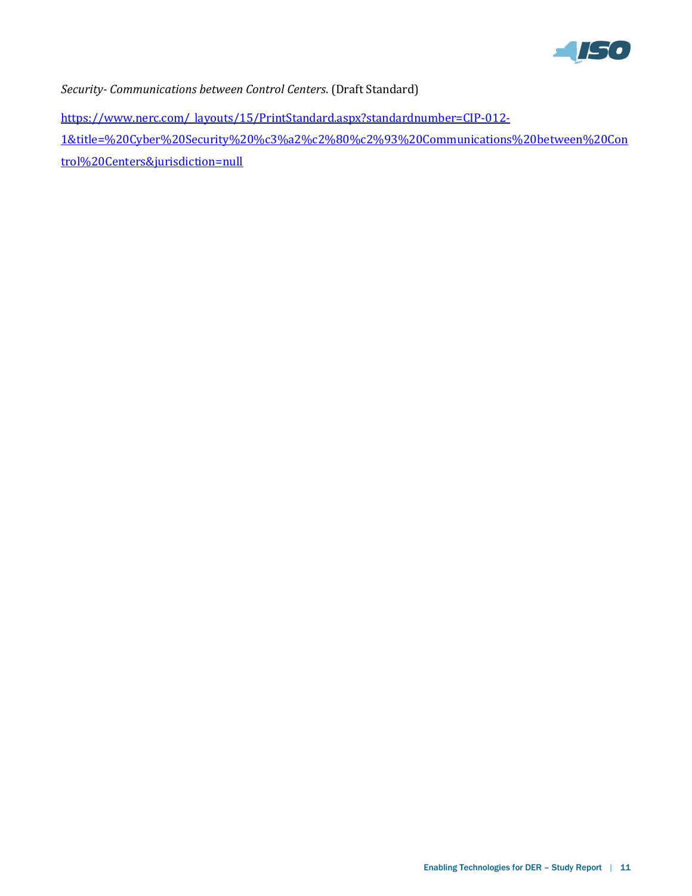*Security- Communications between Control Centers.* (Draft Standard)

https://www.nerc.com/_layouts/15/PrintStandard.aspx?standardnumber=CIP-012-1&title=%20Cyber%20Security%20%c3%a2%c2%80%c2%93%20Communications%20between%20Control%20Centers&jurisdiction=null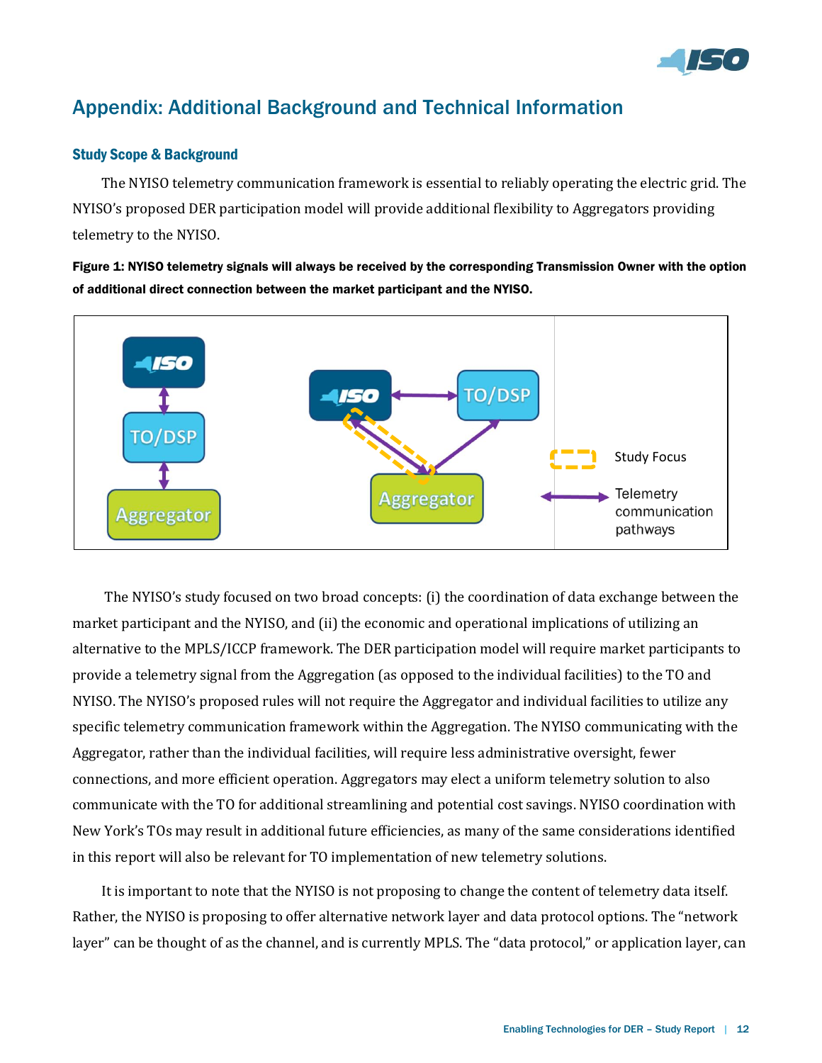# Appendix: Additional Background and Technical Information

### Study Scope & Background

The NYISO telemetry communication framework is essential to reliably operating the electric grid. The NYISO's proposed DER participation model will provide additional flexibility to Aggregators providing telemetry to the NYISO.

**Figure 1: NYISO telemetry signals will always be received by the corresponding Transmission Owner with the option of additional direct connection between the market participant and the NYISO.**

The NYISO's study focused on two broad concepts: (i) the coordination of data exchange between the market participant and the NYISO, and (ii) the economic and operational implications of utilizing an alternative to the MPLS/ICCP framework. The DER participation model will require market participants to provide a telemetry signal from the Aggregation (as opposed to the individual facilities) to the TO and NYISO. The NYISO's proposed rules will not require the Aggregator and individual facilities to utilize any specific telemetry communication framework within the Aggregation. The NYISO communicating with the Aggregator, rather than the individual facilities, will require less administrative oversight, fewer connections, and more efficient operation. Aggregators may elect a uniform telemetry solution to also communicate with the TO for additional streamlining and potential cost savings. NYISO coordination with New York's TOs may result in additional future efficiencies, as many of the same considerations identified in this report will also be relevant for TO implementation of new telemetry solutions.

It is important to note that the NYISO is not proposing to change the content of telemetry data itself. Rather, the NYISO is proposing to offer alternative network layer and data protocol options. The "network layer" can be thought of as the channel, and is currently MPLS. The "data protocol," or application layer, can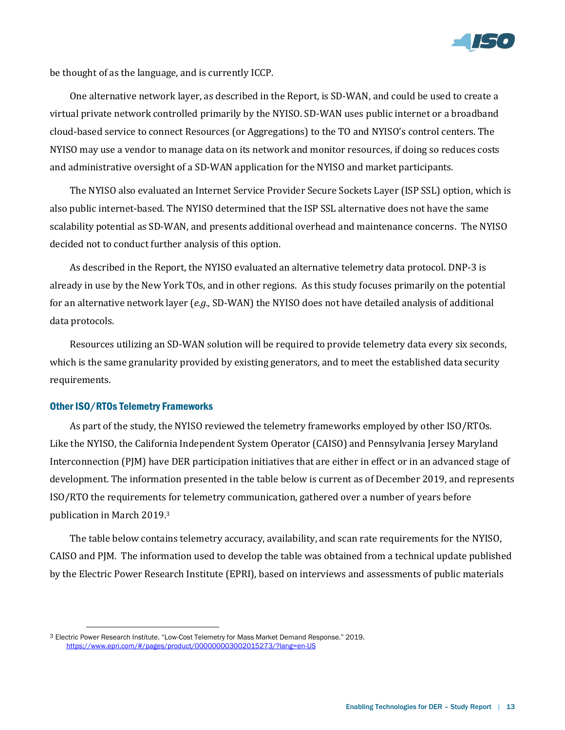be thought of as the language, and is currently ICCP.

One alternative network layer, as described in the Report, is SD-WAN, and could be used to create a virtual private network controlled primarily by the NYISO. SD-WAN uses public internet or a broadband cloud-based service to connect Resources (or Aggregations) to the TO and NYISO's control centers. The NYISO may use a vendor to manage data on its network and monitor resources, if doing so reduces costs and administrative oversight of a SD-WAN application for the NYISO and market participants.

The NYISO also evaluated an Internet Service Provider Secure Sockets Layer (ISP SSL) option, which is also public internet-based. The NYISO determined that the ISP SSL alternative does not have the same scalability potential as SD-WAN, and presents additional overhead and maintenance concerns. The NYISO decided not to conduct further analysis of this option.

As described in the Report, the NYISO evaluated an alternative telemetry data protocol. DNP-3 is already in use by the New York TOs, and in other regions. As this study focuses primarily on the potential for an alternative network layer (*e.g.,* SD-WAN) the NYISO does not have detailed analysis of additional data protocols.

Resources utilizing an SD-WAN solution will be required to provide telemetry data every six seconds, which is the same granularity provided by existing generators, and to meet the established data security requirements.

## Other ISO/RTOs Telemetry Frameworks

As part of the study, the NYISO reviewed the telemetry frameworks employed by other ISO/RTOs. Like the NYISO, the California Independent System Operator (CAISO) and Pennsylvania Jersey Maryland Interconnection (PJM) have DER participation initiatives that are either in effect or in an advanced stage of development. The information presented in the table below is current as of December 2019, and represents ISO/RTO the requirements for telemetry communication, gathered over a number of years before publication in March 2019.[3]

The table below contains telemetry accuracy, availability, and scan rate requirements for the NYISO, CAISO and PJM. The information used to develop the table was obtained from a technical update published by the Electric Power Research Institute (EPRI), based on interviews and assessments of public materials

---

[3] Electric Power Research Institute. "Low-Cost Telemetry for Mass Market Demand Response." 2019. https://www.epri.com/#/pages/product/000000003002015273/?lang=en-US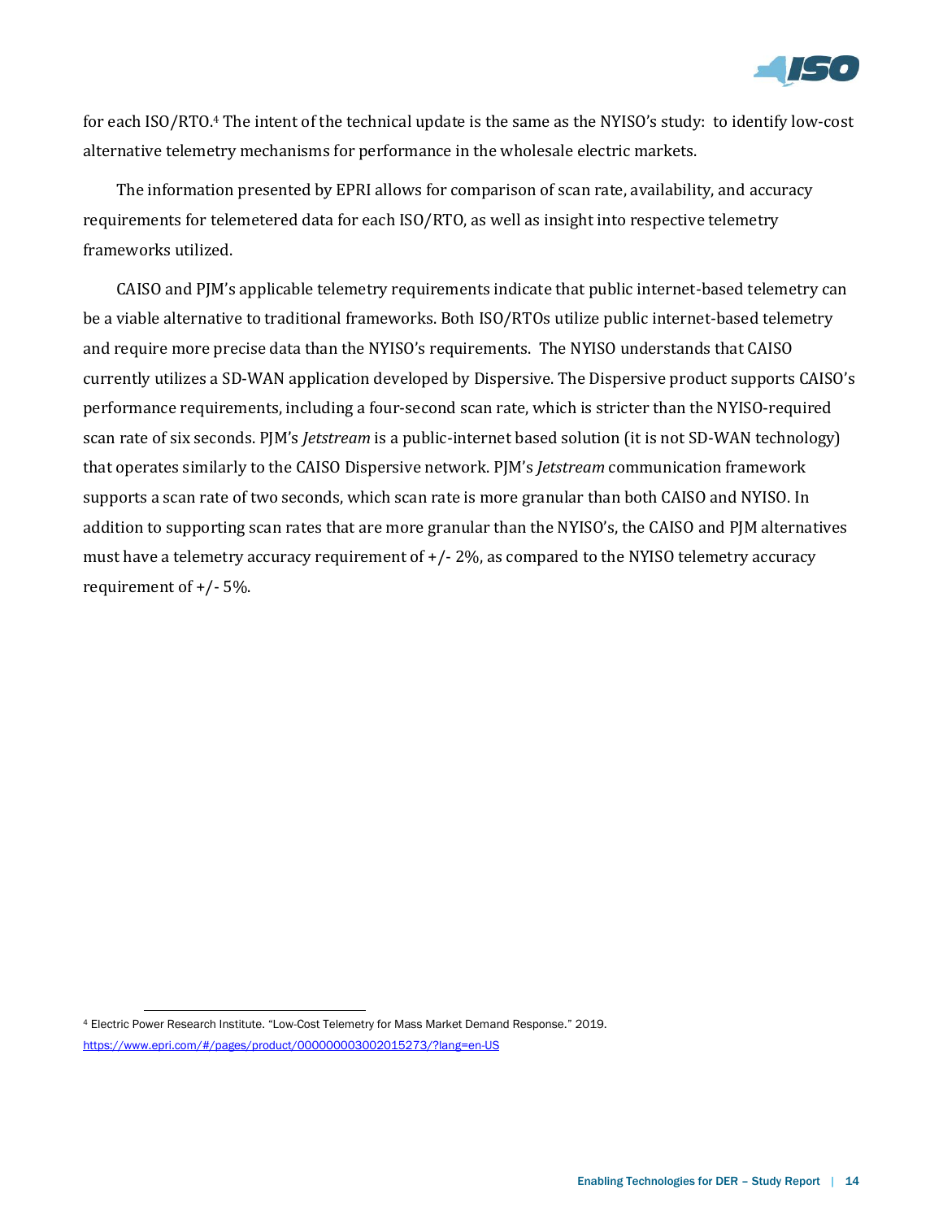for each ISO/RTO.[4] The intent of the technical update is the same as the NYISO's study: to identify low-cost alternative telemetry mechanisms for performance in the wholesale electric markets.

The information presented by EPRI allows for comparison of scan rate, availability, and accuracy requirements for telemetered data for each ISO/RTO, as well as insight into respective telemetry frameworks utilized.

CAISO and PJM's applicable telemetry requirements indicate that public internet-based telemetry can be a viable alternative to traditional frameworks. Both ISO/RTOs utilize public internet-based telemetry and require more precise data than the NYISO's requirements. The NYISO understands that CAISO currently utilizes a SD-WAN application developed by Dispersive. The Dispersive product supports CAISO's performance requirements, including a four-second scan rate, which is stricter than the NYISO-required scan rate of six seconds. PJM's *Jetstream* is a public-internet based solution (it is not SD-WAN technology) that operates similarly to the CAISO Dispersive network. PJM's *Jetstream* communication framework supports a scan rate of two seconds, which scan rate is more granular than both CAISO and NYISO. In addition to supporting scan rates that are more granular than the NYISO's, the CAISO and PJM alternatives must have a telemetry accuracy requirement of +/- 2%, as compared to the NYISO telemetry accuracy requirement of +/- 5%.

---

[4] Electric Power Research Institute. "Low-Cost Telemetry for Mass Market Demand Response." 2019. https://www.epri.com/#/pages/product/000000003002015273/?lang=en-US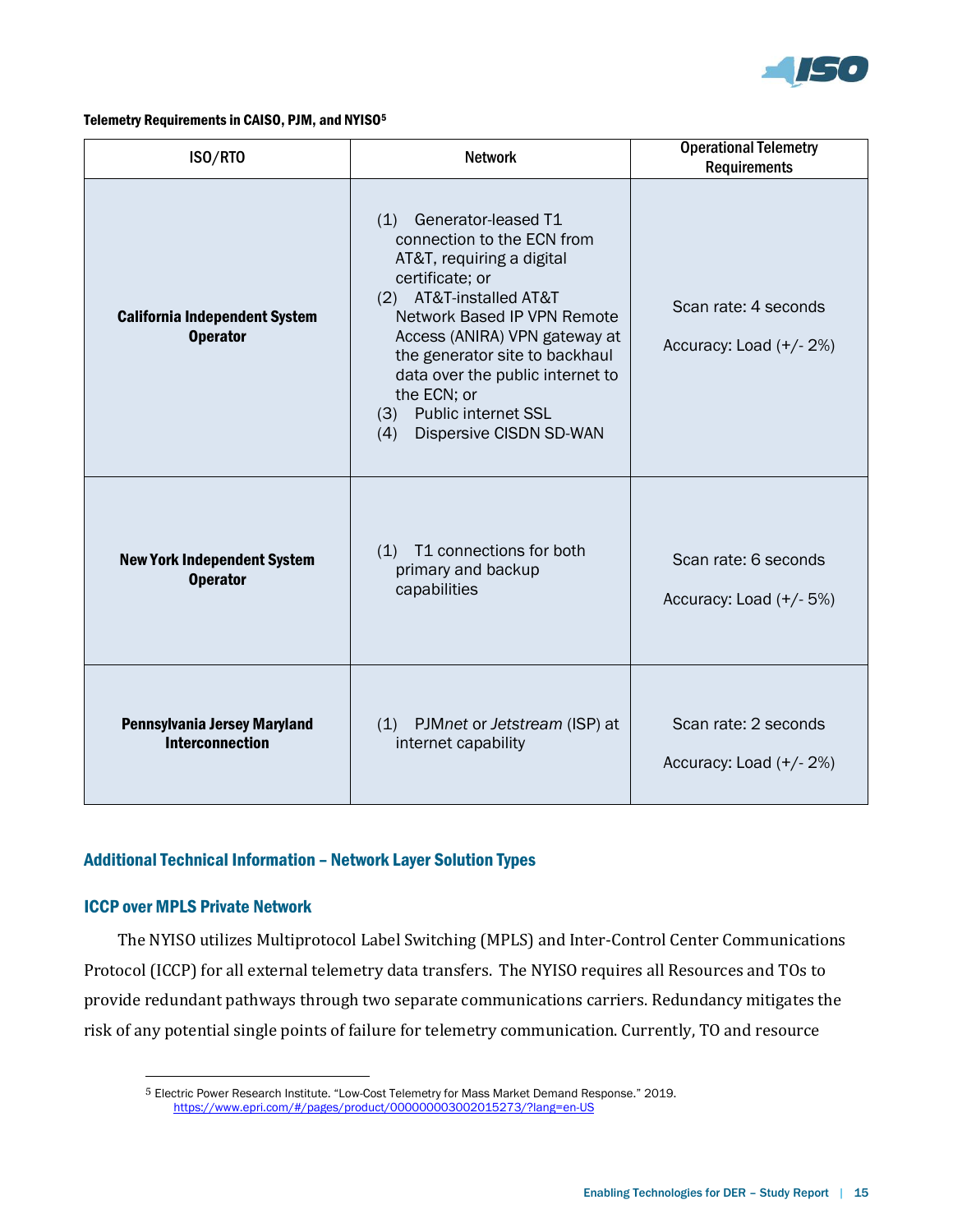**Telemetry Requirements in CAISO, PJM, and NYISO**[5]

| ISO/RTO | Network | Operational Telemetry Requirements |
|---|---|---|
| **California Independent System Operator** | (1) Generator-leased T1 connection to the ECN from AT&T, requiring a digital certificate; or<br>(2) AT&T-installed AT&T Network Based IP VPN Remote Access (ANIRA) VPN gateway at the generator site to backhaul data over the public internet to the ECN; or<br>(3) Public internet SSL<br>(4) Dispersive CISDN SD-WAN | Scan rate: 4 seconds<br><br>Accuracy: Load (+/- 2%) |
| **New York Independent System Operator** | (1) T1 connections for both primary and backup capabilities | Scan rate: 6 seconds<br><br>Accuracy: Load (+/- 5%) |
| **Pennsylvania Jersey Maryland Interconnection** | (1) PJM*net* or *Jetstream* (ISP) at internet capability | Scan rate: 2 seconds<br><br>Accuracy: Load (+/- 2%) |

## Additional Technical Information – Network Layer Solution Types

### ICCP over MPLS Private Network

The NYISO utilizes Multiprotocol Label Switching (MPLS) and Inter-Control Center Communications Protocol (ICCP) for all external telemetry data transfers. The NYISO requires all Resources and TOs to provide redundant pathways through two separate communications carriers. Redundancy mitigates the risk of any potential single points of failure for telemetry communication. Currently, TO and resource

[5] Electric Power Research Institute. "Low-Cost Telemetry for Mass Market Demand Response." 2019. https://www.epri.com/#/pages/product/000000003002015273/?lang=en-US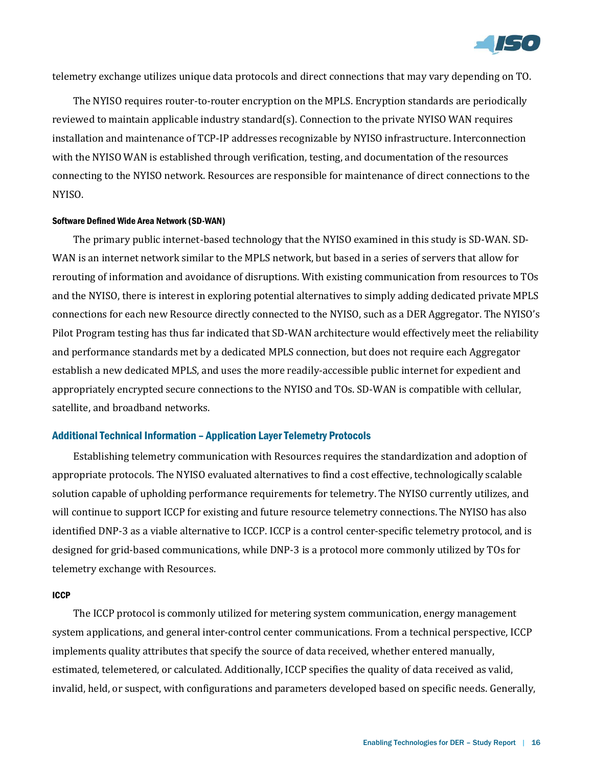telemetry exchange utilizes unique data protocols and direct connections that may vary depending on TO.

The NYISO requires router-to-router encryption on the MPLS. Encryption standards are periodically reviewed to maintain applicable industry standard(s). Connection to the private NYISO WAN requires installation and maintenance of TCP-IP addresses recognizable by NYISO infrastructure. Interconnection with the NYISO WAN is established through verification, testing, and documentation of the resources connecting to the NYISO network. Resources are responsible for maintenance of direct connections to the NYISO.

#### Software Defined Wide Area Network (SD-WAN)

The primary public internet-based technology that the NYISO examined in this study is SD-WAN. SD-WAN is an internet network similar to the MPLS network, but based in a series of servers that allow for rerouting of information and avoidance of disruptions. With existing communication from resources to TOs and the NYISO, there is interest in exploring potential alternatives to simply adding dedicated private MPLS connections for each new Resource directly connected to the NYISO, such as a DER Aggregator. The NYISO's Pilot Program testing has thus far indicated that SD-WAN architecture would effectively meet the reliability and performance standards met by a dedicated MPLS connection, but does not require each Aggregator establish a new dedicated MPLS, and uses the more readily-accessible public internet for expedient and appropriately encrypted secure connections to the NYISO and TOs. SD-WAN is compatible with cellular, satellite, and broadband networks.

### Additional Technical Information – Application Layer Telemetry Protocols

Establishing telemetry communication with Resources requires the standardization and adoption of appropriate protocols. The NYISO evaluated alternatives to find a cost effective, technologically scalable solution capable of upholding performance requirements for telemetry. The NYISO currently utilizes, and will continue to support ICCP for existing and future resource telemetry connections. The NYISO has also identified DNP-3 as a viable alternative to ICCP. ICCP is a control center-specific telemetry protocol, and is designed for grid-based communications, while DNP-3 is a protocol more commonly utilized by TOs for telemetry exchange with Resources.

#### ICCP

The ICCP protocol is commonly utilized for metering system communication, energy management system applications, and general inter-control center communications. From a technical perspective, ICCP implements quality attributes that specify the source of data received, whether entered manually, estimated, telemetered, or calculated. Additionally, ICCP specifies the quality of data received as valid, invalid, held, or suspect, with configurations and parameters developed based on specific needs. Generally,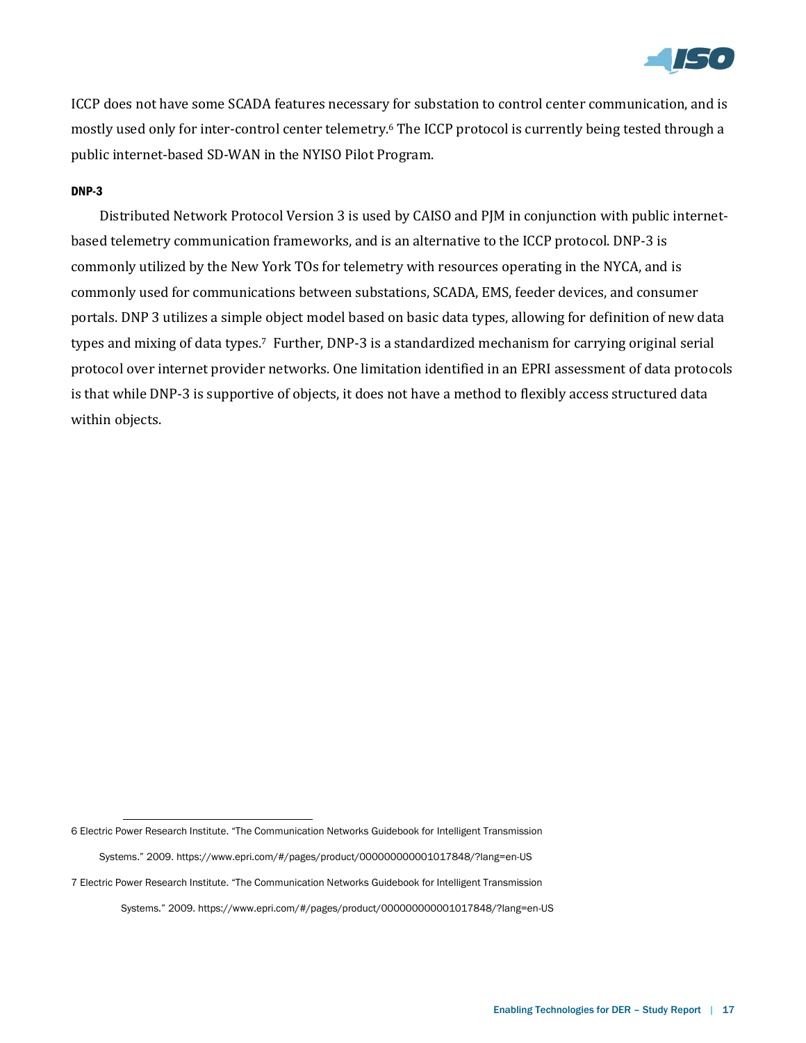ICCP does not have some SCADA features necessary for substation to control center communication, and is mostly used only for inter-control center telemetry.[6] The ICCP protocol is currently being tested through a public internet-based SD-WAN in the NYISO Pilot Program.

#### DNP-3

Distributed Network Protocol Version 3 is used by CAISO and PJM in conjunction with public internet-based telemetry communication frameworks, and is an alternative to the ICCP protocol. DNP-3 is commonly utilized by the New York TOs for telemetry with resources operating in the NYCA, and is commonly used for communications between substations, SCADA, EMS, feeder devices, and consumer portals. DNP 3 utilizes a simple object model based on basic data types, allowing for definition of new data types and mixing of data types.[7] Further, DNP-3 is a standardized mechanism for carrying original serial protocol over internet provider networks. One limitation identified in an EPRI assessment of data protocols is that while DNP-3 is supportive of objects, it does not have a method to flexibly access structured data within objects.

---

6 Electric Power Research Institute. "The Communication Networks Guidebook for Intelligent Transmission Systems." 2009. https://www.epri.com/#/pages/product/000000000001017848/?lang=en-US

7 Electric Power Research Institute. "The Communication Networks Guidebook for Intelligent Transmission Systems." 2009. https://www.epri.com/#/pages/product/000000000001017848/?lang=en-US